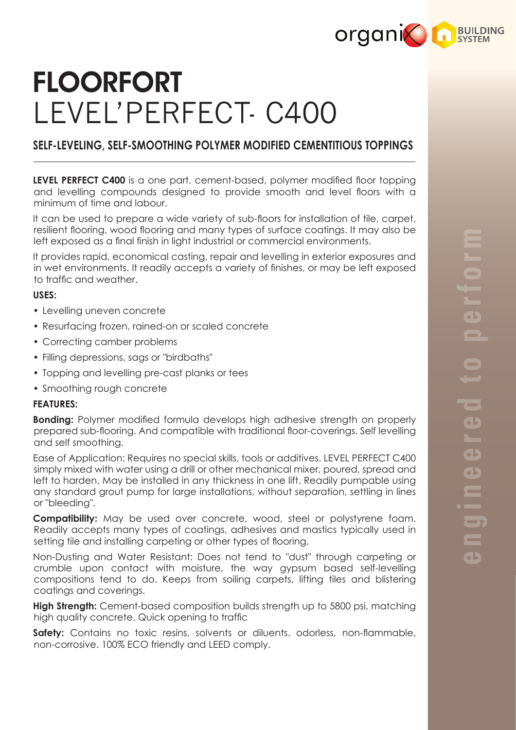# FLOORFORT

# LEVEL'PERFECT- C400

## SELF-LEVELING, SELF-SMOOTHING POLYMER MODIFIED CEMENTITIOUS TOPPINGS

**LEVEL PERFECT C400** is a one part, cement-based, polymer modified floor topping and levelling compounds designed to provide smooth and level floors with a minimum of time and labour.

It can be used to prepare a wide variety of sub-floors for installation of tile, carpet, resilient flooring, wood flooring and many types of surface coatings. It may also be left exposed as a final finish in light industrial or commercial environments.

It provides rapid, economical casting, repair and levelling in exterior exposures and in wet environments. It readily accepts a variety of finishes, or may be left exposed to traffic and weather.

### USES:

- Levelling uneven concrete
- Resurfacing frozen, rained-on or scaled concrete
- Correcting camber problems
- Filling depressions, sags or "birdbaths"
- Topping and levelling pre-cast planks or tees
- Smoothing rough concrete

### FEATURES:

**Bonding:** Polymer modified formula develops high adhesive strength on properly prepared sub-flooring. And compatible with traditional floor-coverings. Self levelling and self smoothing.

Ease of Application: Requires no special skills, tools or additives. LEVEL PERFECT C400 simply mixed with water using a drill or other mechanical mixer, poured, spread and left to harden. May be installed in any thickness in one lift. Readily pumpable using any standard grout pump for large installations, without separation, settling in lines or "bleeding".

**Compatibility:** May be used over concrete, wood, steel or polystyrene foam. Readily accepts many types of coatings, adhesives and mastics typically used in setting tile and installing carpeting or other types of flooring.

Non-Dusting and Water Resistant: Does not tend to "dust" through carpeting or crumble upon contact with moisture, the way gypsum based self-levelling compositions tend to do. Keeps from soiling carpets, lifting tiles and blistering coatings and coverings.

**High Strength:** Cement-based composition builds strength up to 5800 psi, matching high quality concrete. Quick opening to traffic

**Safety:** Contains no toxic resins, solvents or diluents. odorless, non-flammable, non-corrosive. 100% ECO friendly and LEED comply.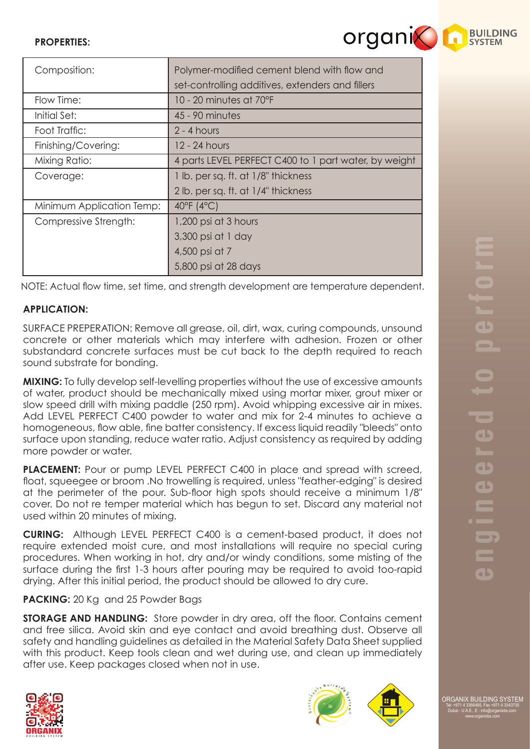**PROPERTIES:**

| | |
|---|---|
| Composition: | Polymer-modified cement blend with flow and set-controlling additives, extenders and fillers |
| Flow Time: | 10 - 20 minutes at 70°F |
| Initial Set: | 45 - 90 minutes |
| Foot Traffic: | 2 - 4 hours |
| Finishing/Covering: | 12 - 24 hours |
| Mixing Ratio: | 4 parts LEVEL PERFECT C400 to 1 part water, by weight |
| Coverage: | 1 lb. per sq. ft. at 1/8" thickness<br>2 lb. per sq. ft. at 1/4" thickness |
| Minimum Application Temp: | 40°F (4°C) |
| Compressive Strength: | 1,200 psi at 3 hours<br>3,300 psi at 1 day<br>4,500 psi at 7<br>5,800 psi at 28 days |

NOTE: Actual flow time, set time, and strength development are temperature dependent.

**APPLICATION:**

SURFACE PREPERATION: Remove all grease, oil, dirt, wax, curing compounds, unsound concrete or other materials which may interfere with adhesion. Frozen or other substandard concrete surfaces must be cut back to the depth required to reach sound substrate for bonding.

**MIXING:** To fully develop self-levelling properties without the use of excessive amounts of water, product should be mechanically mixed using mortar mixer, grout mixer or slow speed drill with mixing paddle (250 rpm). Avoid whipping excessive air in mixes. Add LEVEL PERFECT C400 powder to water and mix for 2-4 minutes to achieve a homogeneous, flow able, fine batter consistency. If excess liquid readily "bleeds" onto surface upon standing, reduce water ratio. Adjust consistency as required by adding more powder or water.

**PLACEMENT:** Pour or pump LEVEL PERFECT C400 in place and spread with screed, float, squeegee or broom .No trowelling is required, unless "feather-edging" is desired at the perimeter of the pour. Sub-floor high spots should receive a minimum 1/8" cover. Do not re temper material which has begun to set. Discard any material not used within 20 minutes of mixing.

**CURING:** Although LEVEL PERFECT C400 is a cement-based product, it does not require extended moist cure, and most installations will require no special curing procedures. When working in hot, dry and/or windy conditions, some misting of the surface during the first 1-3 hours after pouring may be required to avoid too-rapid drying. After this initial period, the product should be allowed to dry cure.

**PACKING:** 20 Kg and 25 Powder Bags

**STORAGE AND HANDLING:** Store powder in dry area, off the floor. Contains cement and free silica. Avoid skin and eye contact and avoid breathing dust. Observe all safety and handling guidelines as detailed in the Material Safety Data Sheet supplied with this product. Keep tools clean and wet during use, and clean up immediately after use. Keep packages closed when not in use.

engineered to perform

ORGANIX BUILDING SYSTEM
Tel: +971 4 3366485, Fax +971 4 3343735
Dubai - U.A.E., E : info@organixbs.com
www.organixbs.com